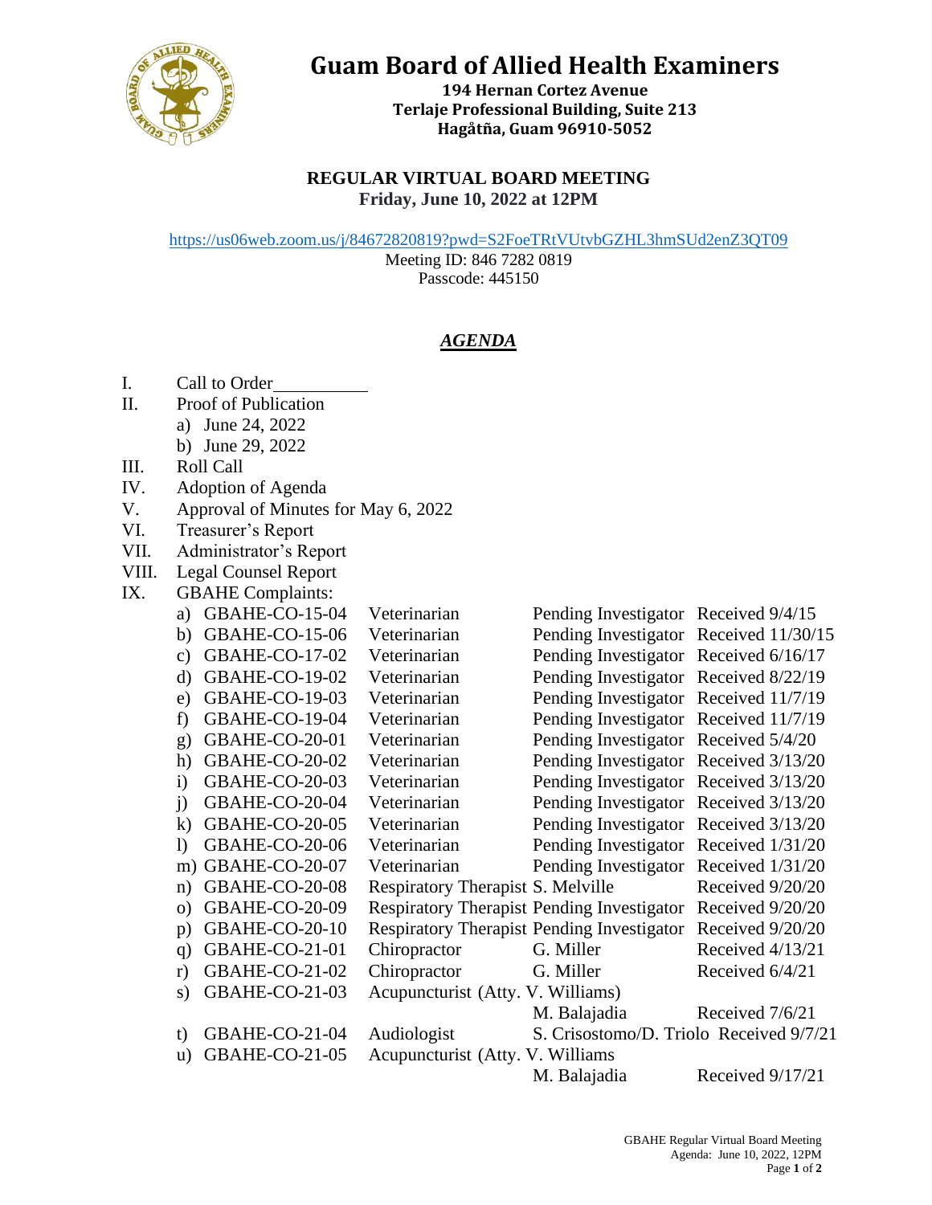# Guam Board of Allied Health Examiners

**194 Hernan Cortez Avenue**
**Terlaje Professional Building, Suite 213**
**Hagåtña, Guam 96910-5052**

**REGULAR VIRTUAL BOARD MEETING**
**Friday, June 10, 2022 at 12PM**

https://us06web.zoom.us/j/84672820819?pwd=S2FoeTRtVUtvbGZHL3hmSUd2enZ3QT09
Meeting ID: 846 7282 0819
Passcode: 445150

## *AGENDA*

I. Call to Order__________

II. Proof of Publication
 a) June 24, 2022
 b) June 29, 2022

III. Roll Call

IV. Adoption of Agenda

V. Approval of Minutes for May 6, 2022

VI. Treasurer's Report

VII. Administrator's Report

VIII. Legal Counsel Report

IX. GBAHE Complaints:

| | Case No. | Profession | Status/Investigator | Received |
|---|---|---|---|---|
| a) | GBAHE-CO-15-04 | Veterinarian | Pending Investigator | Received 9/4/15 |
| b) | GBAHE-CO-15-06 | Veterinarian | Pending Investigator | Received 11/30/15 |
| c) | GBAHE-CO-17-02 | Veterinarian | Pending Investigator | Received 6/16/17 |
| d) | GBAHE-CO-19-02 | Veterinarian | Pending Investigator | Received 8/22/19 |
| e) | GBAHE-CO-19-03 | Veterinarian | Pending Investigator | Received 11/7/19 |
| f) | GBAHE-CO-19-04 | Veterinarian | Pending Investigator | Received 11/7/19 |
| g) | GBAHE-CO-20-01 | Veterinarian | Pending Investigator | Received 5/4/20 |
| h) | GBAHE-CO-20-02 | Veterinarian | Pending Investigator | Received 3/13/20 |
| i) | GBAHE-CO-20-03 | Veterinarian | Pending Investigator | Received 3/13/20 |
| j) | GBAHE-CO-20-04 | Veterinarian | Pending Investigator | Received 3/13/20 |
| k) | GBAHE-CO-20-05 | Veterinarian | Pending Investigator | Received 3/13/20 |
| l) | GBAHE-CO-20-06 | Veterinarian | Pending Investigator | Received 1/31/20 |
| m) | GBAHE-CO-20-07 | Veterinarian | Pending Investigator | Received 1/31/20 |
| n) | GBAHE-CO-20-08 | Respiratory Therapist | S. Melville | Received 9/20/20 |
| o) | GBAHE-CO-20-09 | Respiratory Therapist | Pending Investigator | Received 9/20/20 |
| p) | GBAHE-CO-20-10 | Respiratory Therapist | Pending Investigator | Received 9/20/20 |
| q) | GBAHE-CO-21-01 | Chiropractor | G. Miller | Received 4/13/21 |
| r) | GBAHE-CO-21-02 | Chiropractor | G. Miller | Received 6/4/21 |
| s) | GBAHE-CO-21-03 | Acupuncturist (Atty. V. Williams) | M. Balajadia | Received 7/6/21 |
| t) | GBAHE-CO-21-04 | Audiologist | S. Crisostomo/D. Triolo | Received 9/7/21 |
| u) | GBAHE-CO-21-05 | Acupuncturist (Atty. V. Williams | M. Balajadia | Received 9/17/21 |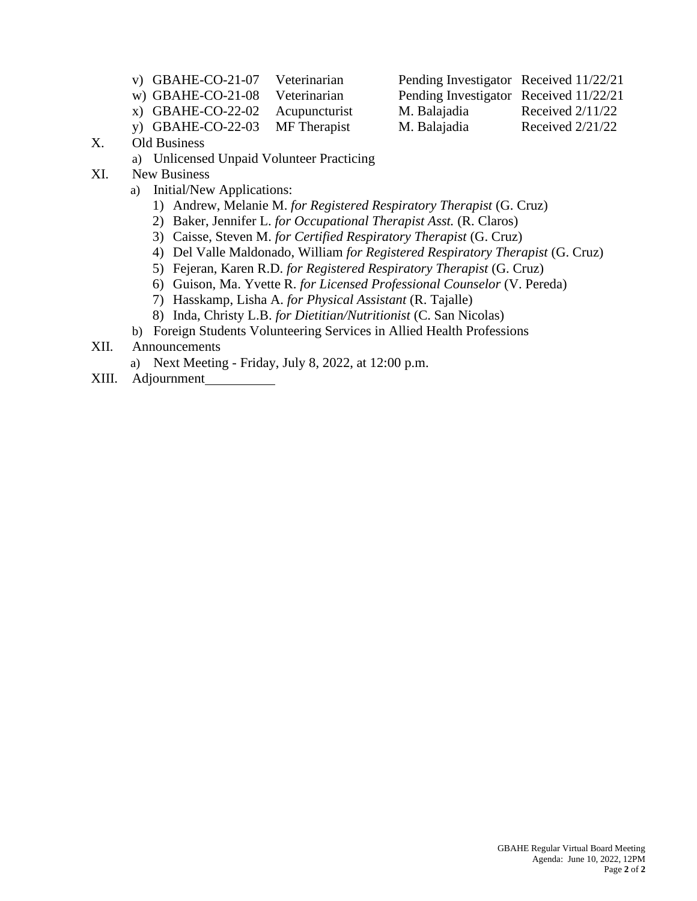v) GBAHE-CO-21-07 Veterinarian Pending Investigator Received 11/22/21

w) GBAHE-CO-21-08 Veterinarian Pending Investigator Received 11/22/21

x) GBAHE-CO-22-02 Acupuncturist M. Balajadia Received 2/11/22

y) GBAHE-CO-22-03 MF Therapist M. Balajadia Received 2/21/22

X. Old Business

a) Unlicensed Unpaid Volunteer Practicing

XI. New Business

a) Initial/New Applications:

1) Andrew, Melanie M. *for Registered Respiratory Therapist* (G. Cruz)
2) Baker, Jennifer L. *for Occupational Therapist Asst.* (R. Claros)
3) Caisse, Steven M. *for Certified Respiratory Therapist* (G. Cruz)
4) Del Valle Maldonado, William *for Registered Respiratory Therapist* (G. Cruz)
5) Fejeran, Karen R.D. *for Registered Respiratory Therapist* (G. Cruz)
6) Guison, Ma. Yvette R. *for Licensed Professional Counselor* (V. Pereda)
7) Hasskamp, Lisha A. *for Physical Assistant* (R. Tajalle)
8) Inda, Christy L.B. *for Dietitian/Nutritionist* (C. San Nicolas)

b) Foreign Students Volunteering Services in Allied Health Professions

XII. Announcements

a) Next Meeting - Friday, July 8, 2022, at 12:00 p.m.

XIII. Adjournment__________